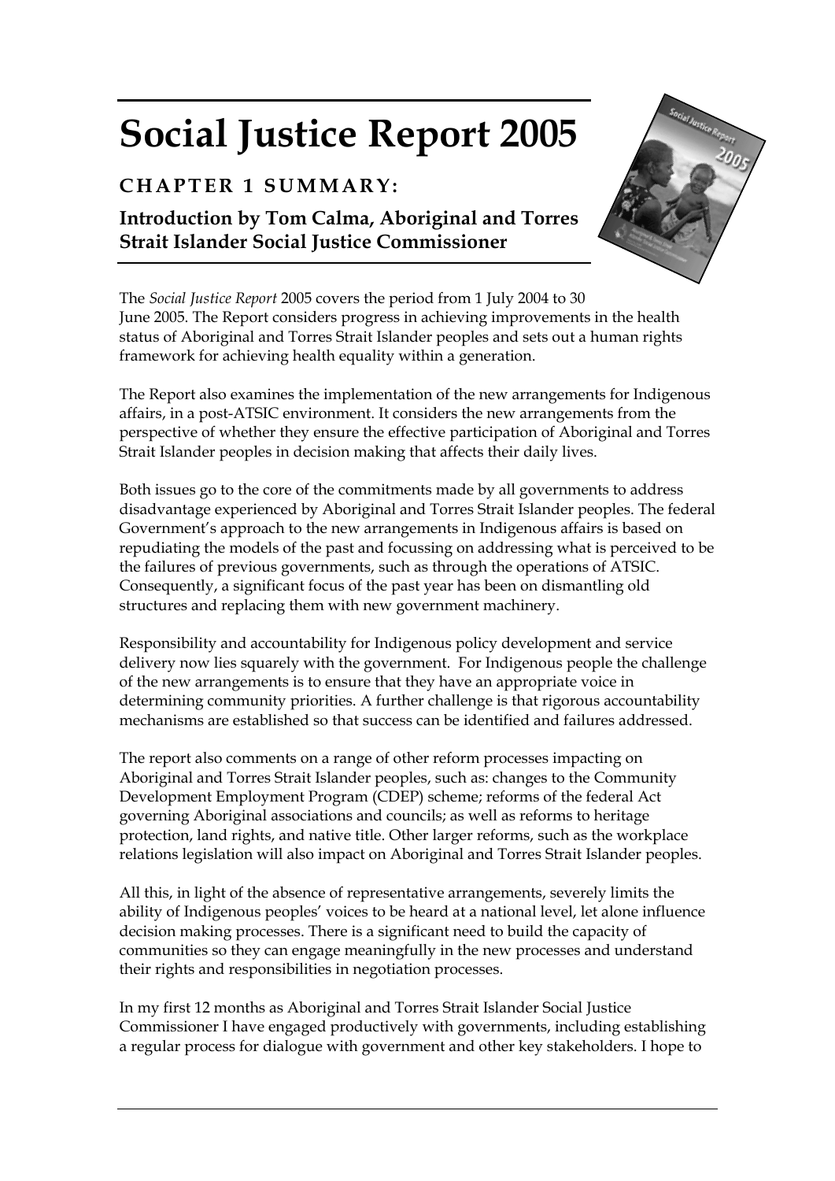# Social Justice Report 2005

## CHAPTER 1 SUMMARY:

### Introduction by Tom Calma, Aboriginal and Torres Strait Islander Social Justice Commissioner

The *Social Justice Report* 2005 covers the period from 1 July 2004 to 30 June 2005. The Report considers progress in achieving improvements in the health status of Aboriginal and Torres Strait Islander peoples and sets out a human rights framework for achieving health equality within a generation.

The Report also examines the implementation of the new arrangements for Indigenous affairs, in a post-ATSIC environment. It considers the new arrangements from the perspective of whether they ensure the effective participation of Aboriginal and Torres Strait Islander peoples in decision making that affects their daily lives.

Both issues go to the core of the commitments made by all governments to address disadvantage experienced by Aboriginal and Torres Strait Islander peoples. The federal Government's approach to the new arrangements in Indigenous affairs is based on repudiating the models of the past and focussing on addressing what is perceived to be the failures of previous governments, such as through the operations of ATSIC. Consequently, a significant focus of the past year has been on dismantling old structures and replacing them with new government machinery.

Responsibility and accountability for Indigenous policy development and service delivery now lies squarely with the government. For Indigenous people the challenge of the new arrangements is to ensure that they have an appropriate voice in determining community priorities. A further challenge is that rigorous accountability mechanisms are established so that success can be identified and failures addressed.

The report also comments on a range of other reform processes impacting on Aboriginal and Torres Strait Islander peoples, such as: changes to the Community Development Employment Program (CDEP) scheme; reforms of the federal Act governing Aboriginal associations and councils; as well as reforms to heritage protection, land rights, and native title. Other larger reforms, such as the workplace relations legislation will also impact on Aboriginal and Torres Strait Islander peoples.

All this, in light of the absence of representative arrangements, severely limits the ability of Indigenous peoples' voices to be heard at a national level, let alone influence decision making processes. There is a significant need to build the capacity of communities so they can engage meaningfully in the new processes and understand their rights and responsibilities in negotiation processes.

In my first 12 months as Aboriginal and Torres Strait Islander Social Justice Commissioner I have engaged productively with governments, including establishing a regular process for dialogue with government and other key stakeholders. I hope to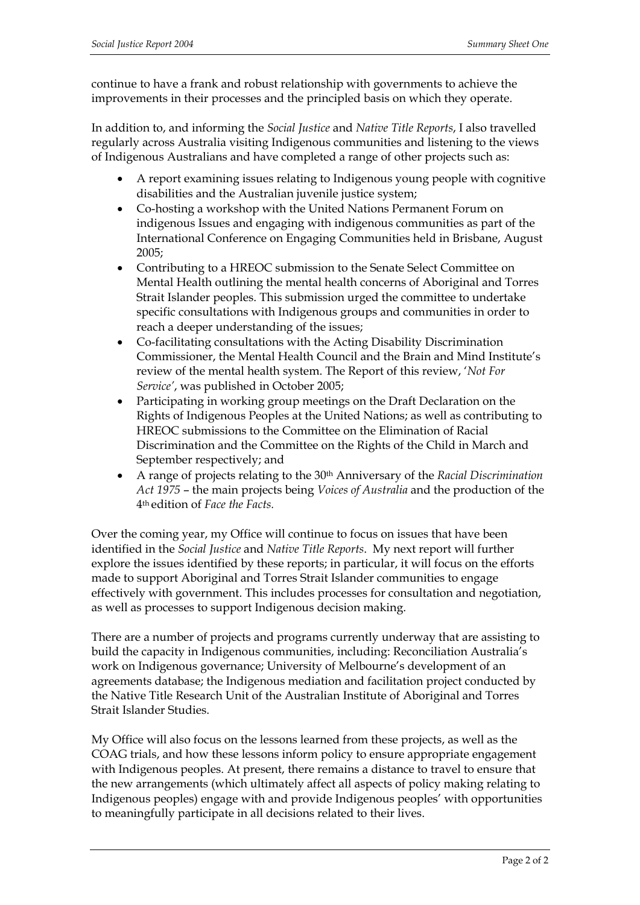continue to have a frank and robust relationship with governments to achieve the improvements in their processes and the principled basis on which they operate.

In addition to, and informing the *Social Justice* and *Native Title Reports*, I also travelled regularly across Australia visiting Indigenous communities and listening to the views of Indigenous Australians and have completed a range of other projects such as:

- A report examining issues relating to Indigenous young people with cognitive disabilities and the Australian juvenile justice system;
- Co-hosting a workshop with the United Nations Permanent Forum on indigenous Issues and engaging with indigenous communities as part of the International Conference on Engaging Communities held in Brisbane, August 2005;
- Contributing to a HREOC submission to the Senate Select Committee on Mental Health outlining the mental health concerns of Aboriginal and Torres Strait Islander peoples. This submission urged the committee to undertake specific consultations with Indigenous groups and communities in order to reach a deeper understanding of the issues;
- Co-facilitating consultations with the Acting Disability Discrimination Commissioner, the Mental Health Council and the Brain and Mind Institute's review of the mental health system. The Report of this review, '*Not For Service*', was published in October 2005;
- Participating in working group meetings on the Draft Declaration on the Rights of Indigenous Peoples at the United Nations; as well as contributing to HREOC submissions to the Committee on the Elimination of Racial Discrimination and the Committee on the Rights of the Child in March and September respectively; and
- A range of projects relating to the 30th Anniversary of the *Racial Discrimination Act 1975* – the main projects being *Voices of Australia* and the production of the 4th edition of *Face the Facts.*

Over the coming year, my Office will continue to focus on issues that have been identified in the *Social Justice* and *Native Title Reports*. My next report will further explore the issues identified by these reports; in particular, it will focus on the efforts made to support Aboriginal and Torres Strait Islander communities to engage effectively with government. This includes processes for consultation and negotiation, as well as processes to support Indigenous decision making.

There are a number of projects and programs currently underway that are assisting to build the capacity in Indigenous communities, including: Reconciliation Australia's work on Indigenous governance; University of Melbourne's development of an agreements database; the Indigenous mediation and facilitation project conducted by the Native Title Research Unit of the Australian Institute of Aboriginal and Torres Strait Islander Studies.

My Office will also focus on the lessons learned from these projects, as well as the COAG trials, and how these lessons inform policy to ensure appropriate engagement with Indigenous peoples. At present, there remains a distance to travel to ensure that the new arrangements (which ultimately affect all aspects of policy making relating to Indigenous peoples) engage with and provide Indigenous peoples' with opportunities to meaningfully participate in all decisions related to their lives.